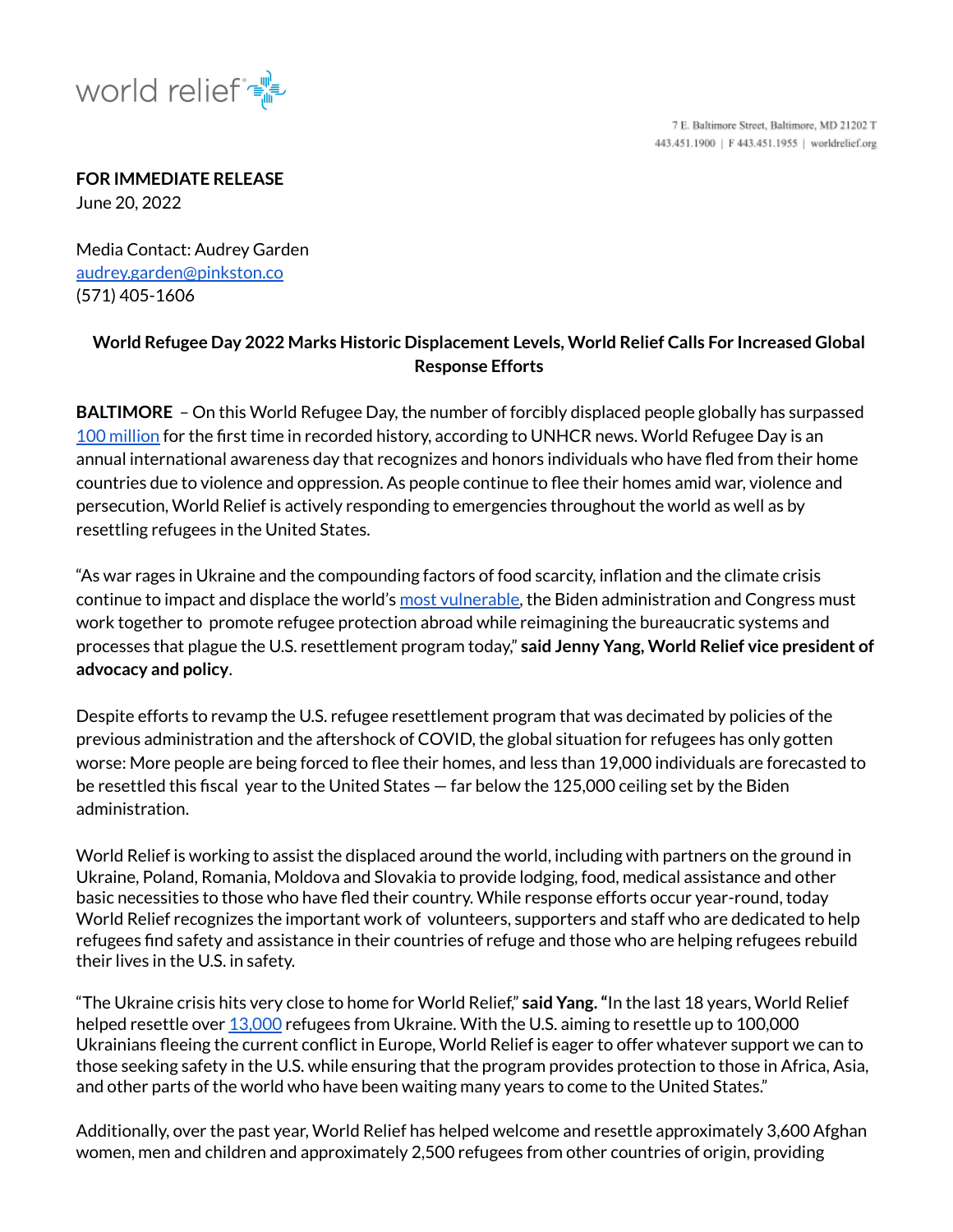world relief

7 E. Baltimore Street, Baltimore, MD 21202 T 443.451.1900 | F 443.451.1955 | worldrelief.org

**FOR IMMEDIATE RELEASE**
June 20, 2022

Media Contact: Audrey Garden
audrey.garden@pinkston.co
(571) 405-1606

**World Refugee Day 2022 Marks Historic Displacement Levels, World Relief Calls For Increased Global Response Efforts**

**BALTIMORE** – On this World Refugee Day, the number of forcibly displaced people globally has surpassed 100 million for the first time in recorded history, according to UNHCR news. World Refugee Day is an annual international awareness day that recognizes and honors individuals who have fled from their home countries due to violence and oppression. As people continue to flee their homes amid war, violence and persecution, World Relief is actively responding to emergencies throughout the world as well as by resettling refugees in the United States.

"As war rages in Ukraine and the compounding factors of food scarcity, inflation and the climate crisis continue to impact and displace the world's most vulnerable, the Biden administration and Congress must work together to promote refugee protection abroad while reimagining the bureaucratic systems and processes that plague the U.S. resettlement program today," **said Jenny Yang, World Relief vice president of advocacy and policy**.

Despite efforts to revamp the U.S. refugee resettlement program that was decimated by policies of the previous administration and the aftershock of COVID, the global situation for refugees has only gotten worse: More people are being forced to flee their homes, and less than 19,000 individuals are forecasted to be resettled this fiscal year to the United States — far below the 125,000 ceiling set by the Biden administration.

World Relief is working to assist the displaced around the world, including with partners on the ground in Ukraine, Poland, Romania, Moldova and Slovakia to provide lodging, food, medical assistance and other basic necessities to those who have fled their country. While response efforts occur year-round, today World Relief recognizes the important work of volunteers, supporters and staff who are dedicated to help refugees find safety and assistance in their countries of refuge and those who are helping refugees rebuild their lives in the U.S. in safety.

"The Ukraine crisis hits very close to home for World Relief," **said Yang. "**In the last 18 years, World Relief helped resettle over 13,000 refugees from Ukraine. With the U.S. aiming to resettle up to 100,000 Ukrainians fleeing the current conflict in Europe, World Relief is eager to offer whatever support we can to those seeking safety in the U.S. while ensuring that the program provides protection to those in Africa, Asia, and other parts of the world who have been waiting many years to come to the United States."

Additionally, over the past year, World Relief has helped welcome and resettle approximately 3,600 Afghan women, men and children and approximately 2,500 refugees from other countries of origin, providing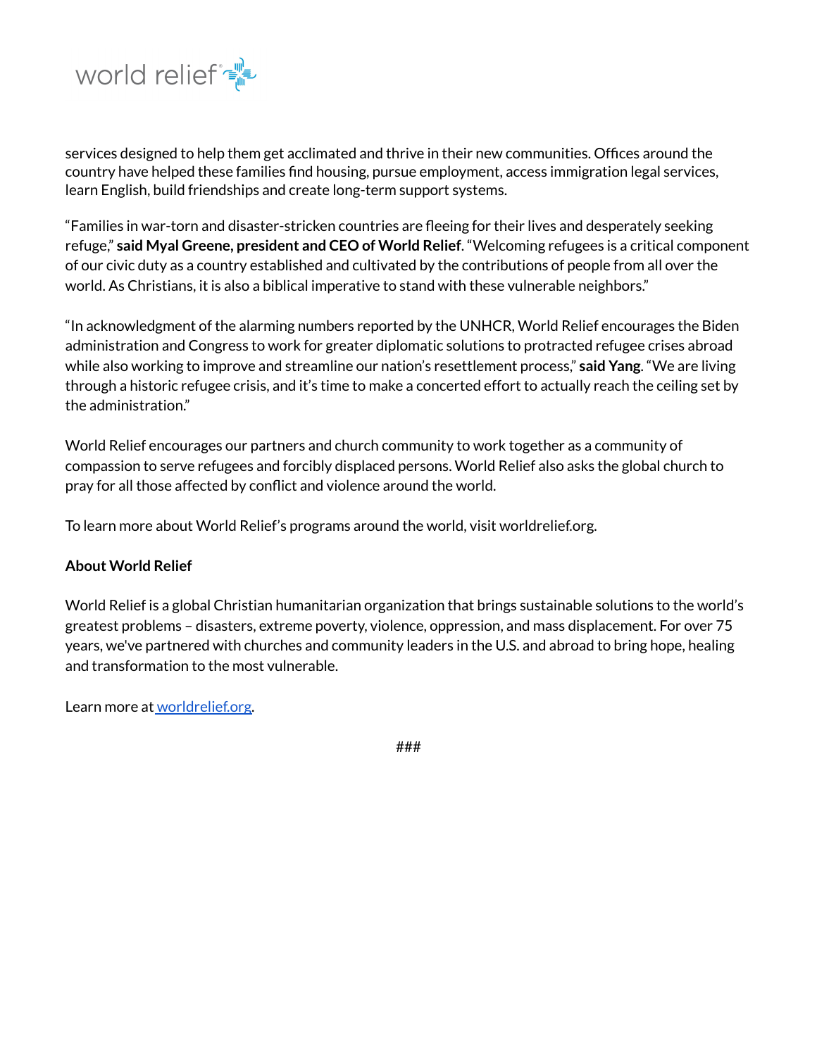services designed to help them get acclimated and thrive in their new communities. Offices around the country have helped these families find housing, pursue employment, access immigration legal services, learn English, build friendships and create long-term support systems.

"Families in war-torn and disaster-stricken countries are fleeing for their lives and desperately seeking refuge," **said Myal Greene, president and CEO of World Relief**. "Welcoming refugees is a critical component of our civic duty as a country established and cultivated by the contributions of people from all over the world. As Christians, it is also a biblical imperative to stand with these vulnerable neighbors."

"In acknowledgment of the alarming numbers reported by the UNHCR, World Relief encourages the Biden administration and Congress to work for greater diplomatic solutions to protracted refugee crises abroad while also working to improve and streamline our nation's resettlement process," **said Yang**. "We are living through a historic refugee crisis, and it's time to make a concerted effort to actually reach the ceiling set by the administration."

World Relief encourages our partners and church community to work together as a community of compassion to serve refugees and forcibly displaced persons. World Relief also asks the global church to pray for all those affected by conflict and violence around the world.

To learn more about World Relief's programs around the world, visit worldrelief.org.

**About World Relief**

World Relief is a global Christian humanitarian organization that brings sustainable solutions to the world's greatest problems – disasters, extreme poverty, violence, oppression, and mass displacement. For over 75 years, we've partnered with churches and community leaders in the U.S. and abroad to bring hope, healing and transformation to the most vulnerable.

Learn more at [worldrelief.org](https://worldrelief.org).

###